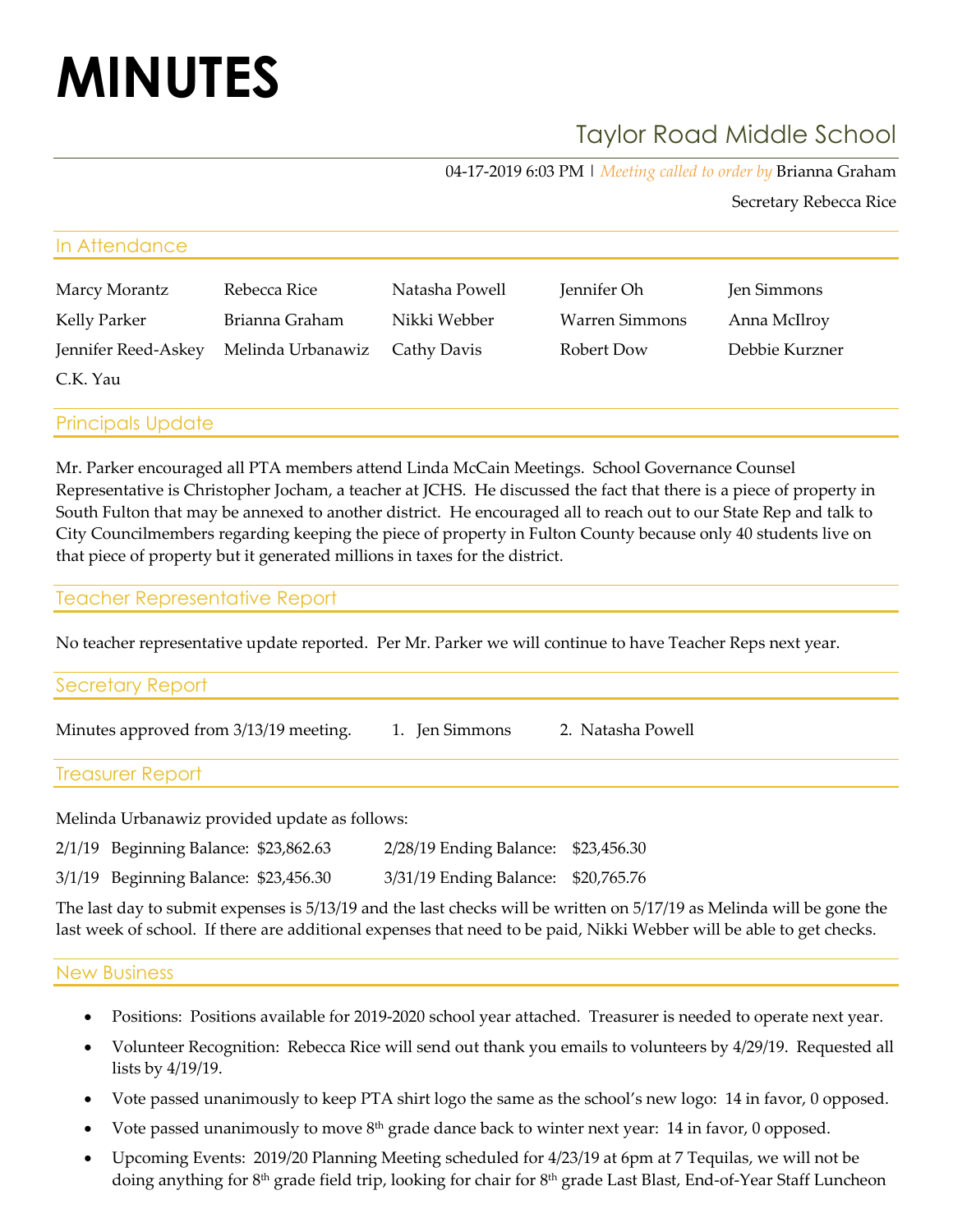# MINUTES

## Taylor Road Middle School

04-17-2019 6:03 PM | *Meeting called to order by* Brianna Graham

Secretary Rebecca Rice

### In Attendance

| | | | | |
|---|---|---|---|---|
| Marcy Morantz | Rebecca Rice | Natasha Powell | Jennifer Oh | Jen Simmons |
| Kelly Parker | Brianna Graham | Nikki Webber | Warren Simmons | Anna McIlroy |
| Jennifer Reed-Askey | Melinda Urbanawiz | Cathy Davis | Robert Dow | Debbie Kurzner |
| C.K. Yau | | | | |

### Principals Update

Mr. Parker encouraged all PTA members attend Linda McCain Meetings. School Governance Counsel Representative is Christopher Jocham, a teacher at JCHS. He discussed the fact that there is a piece of property in South Fulton that may be annexed to another district. He encouraged all to reach out to our State Rep and talk to City Councilmembers regarding keeping the piece of property in Fulton County because only 40 students live on that piece of property but it generated millions in taxes for the district.

### Teacher Representative Report

No teacher representative update reported. Per Mr. Parker we will continue to have Teacher Reps next year.

### Secretary Report

Minutes approved from 3/13/19 meeting. 1. Jen Simmons 2. Natasha Powell

### Treasurer Report

Melinda Urbanawiz provided update as follows:

| | |
|---|---|
| 2/1/19 Beginning Balance: $23,862.63 | 2/28/19 Ending Balance: $23,456.30 |
| 3/1/19 Beginning Balance: $23,456.30 | 3/31/19 Ending Balance: $20,765.76 |

The last day to submit expenses is 5/13/19 and the last checks will be written on 5/17/19 as Melinda will be gone the last week of school. If there are additional expenses that need to be paid, Nikki Webber will be able to get checks.

### New Business

- Positions: Positions available for 2019-2020 school year attached. Treasurer is needed to operate next year.
- Volunteer Recognition: Rebecca Rice will send out thank you emails to volunteers by 4/29/19. Requested all lists by 4/19/19.
- Vote passed unanimously to keep PTA shirt logo the same as the school's new logo: 14 in favor, 0 opposed.
- Vote passed unanimously to move 8th grade dance back to winter next year: 14 in favor, 0 opposed.
- Upcoming Events: 2019/20 Planning Meeting scheduled for 4/23/19 at 6pm at 7 Tequilas, we will not be doing anything for 8th grade field trip, looking for chair for 8th grade Last Blast, End-of-Year Staff Luncheon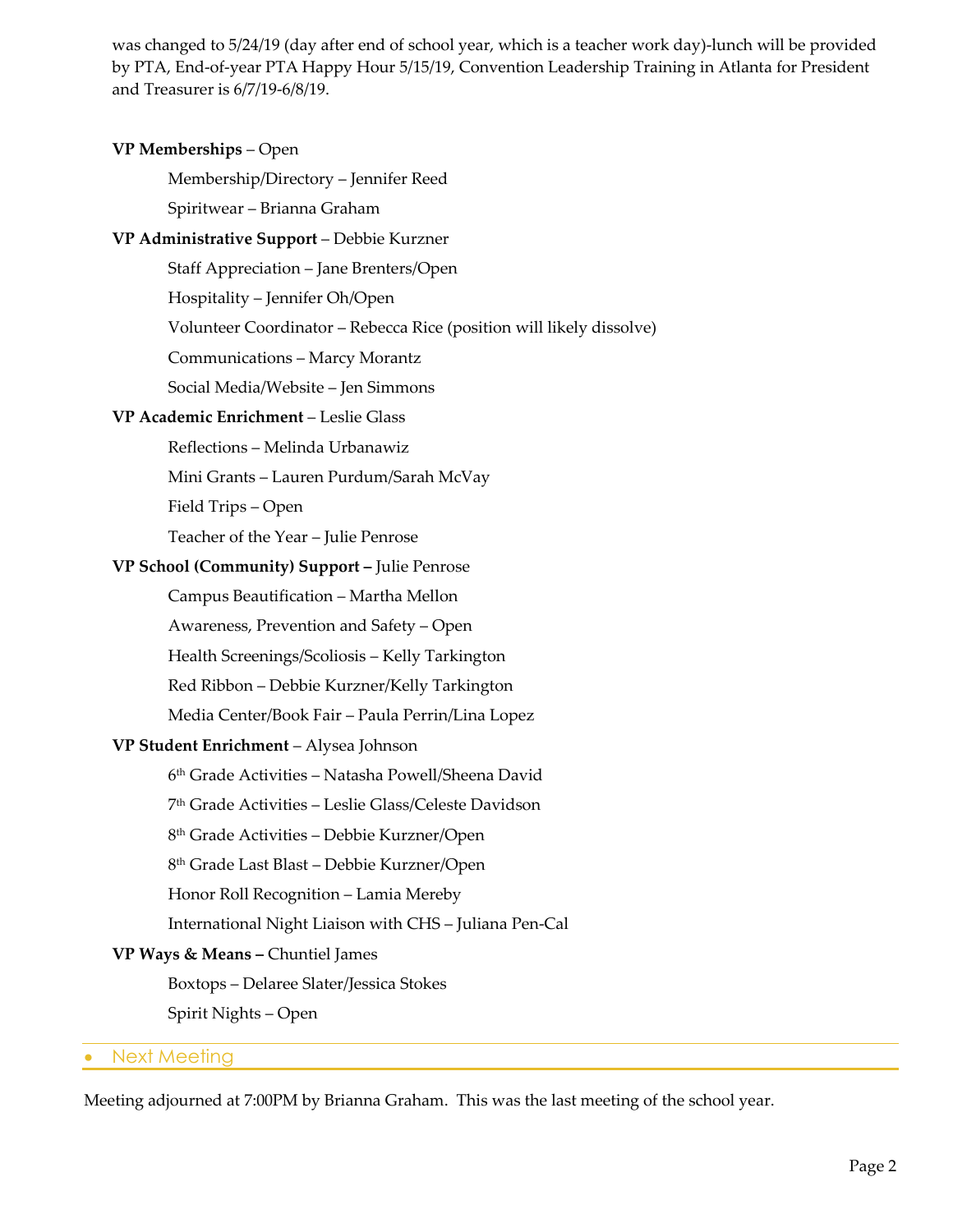was changed to 5/24/19 (day after end of school year, which is a teacher work day)-lunch will be provided by PTA, End-of-year PTA Happy Hour 5/15/19, Convention Leadership Training in Atlanta for President and Treasurer is 6/7/19-6/8/19.

**VP Memberships** – Open

- Membership/Directory – Jennifer Reed
- Spiritwear – Brianna Graham

**VP Administrative Support** – Debbie Kurzner

- Staff Appreciation – Jane Brenters/Open
- Hospitality – Jennifer Oh/Open
- Volunteer Coordinator – Rebecca Rice (position will likely dissolve)
- Communications – Marcy Morantz
- Social Media/Website – Jen Simmons

**VP Academic Enrichment** – Leslie Glass

- Reflections – Melinda Urbanawiz
- Mini Grants – Lauren Purdum/Sarah McVay
- Field Trips – Open
- Teacher of the Year – Julie Penrose

**VP School (Community) Support –** Julie Penrose

- Campus Beautification – Martha Mellon
- Awareness, Prevention and Safety – Open
- Health Screenings/Scoliosis – Kelly Tarkington
- Red Ribbon – Debbie Kurzner/Kelly Tarkington
- Media Center/Book Fair – Paula Perrin/Lina Lopez

**VP Student Enrichment** – Alysea Johnson

- 6th Grade Activities – Natasha Powell/Sheena David
- 7th Grade Activities – Leslie Glass/Celeste Davidson
- 8th Grade Activities – Debbie Kurzner/Open
- 8th Grade Last Blast – Debbie Kurzner/Open
- Honor Roll Recognition – Lamia Mereby
- International Night Liaison with CHS – Juliana Pen-Cal

**VP Ways & Means –** Chuntiel James

- Boxtops – Delaree Slater/Jessica Stokes
- Spirit Nights – Open

## • Next Meeting

Meeting adjourned at 7:00PM by Brianna Graham. This was the last meeting of the school year.